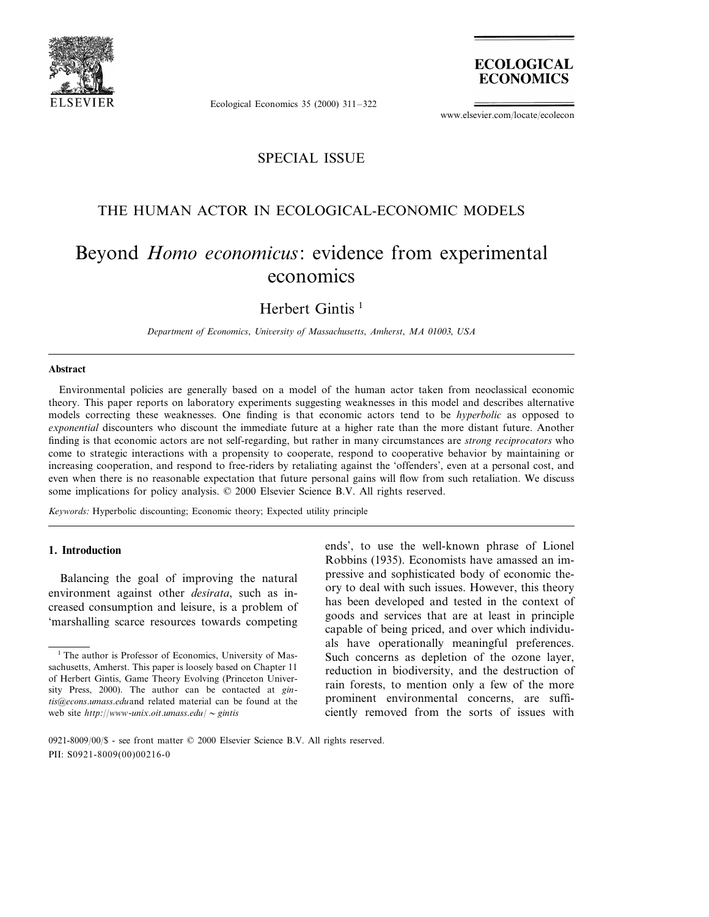SPECIAL ISSUE

THE HUMAN ACTOR IN ECOLOGICAL-ECONOMIC MODELS

# Beyond *Homo economicus*: evidence from experimental economics

Herbert Gintis [1]

*Department of Economics, University of Massachusetts, Amherst, MA 01003, USA*

---

**Abstract**

Environmental policies are generally based on a model of the human actor taken from neoclassical economic theory. This paper reports on laboratory experiments suggesting weaknesses in this model and describes alternative models correcting these weaknesses. One finding is that economic actors tend to be *hyperbolic* as opposed to *exponential* discounters who discount the immediate future at a higher rate than the more distant future. Another finding is that economic actors are not self-regarding, but rather in many circumstances are *strong reciprocators* who come to strategic interactions with a propensity to cooperate, respond to cooperative behavior by maintaining or increasing cooperation, and respond to free-riders by retaliating against the 'offenders', even at a personal cost, and even when there is no reasonable expectation that future personal gains will flow from such retaliation. We discuss some implications for policy analysis. © 2000 Elsevier Science B.V. All rights reserved.

*Keywords:* Hyperbolic discounting; Economic theory; Expected utility principle

---

## 1. Introduction

Balancing the goal of improving the natural environment against other *desirata*, such as increased consumption and leisure, is a problem of 'marshalling scarce resources towards competing ends', to use the well-known phrase of Lionel Robbins (1935). Economists have amassed an impressive and sophisticated body of economic theory to deal with such issues. However, this theory has been developed and tested in the context of goods and services that are at least in principle capable of being priced, and over which individuals have operationally meaningful preferences. Such concerns as depletion of the ozone layer, reduction in biodiversity, and the destruction of rain forests, to mention only a few of the more prominent environmental concerns, are sufficiently removed from the sorts of issues with

---

[1] The author is Professor of Economics, University of Massachusetts, Amherst. This paper is loosely based on Chapter 11 of Herbert Gintis, Game Theory Evolving (Princeton University Press, 2000). The author can be contacted at *gintis@econs.umass.edu*and related material can be found at the web site *http://www-unix.oit.umass.edu/~gintis*

0921-8009/00/$ - see front matter © 2000 Elsevier Science B.V. All rights reserved.
PII: S0921-8009(00)00216-0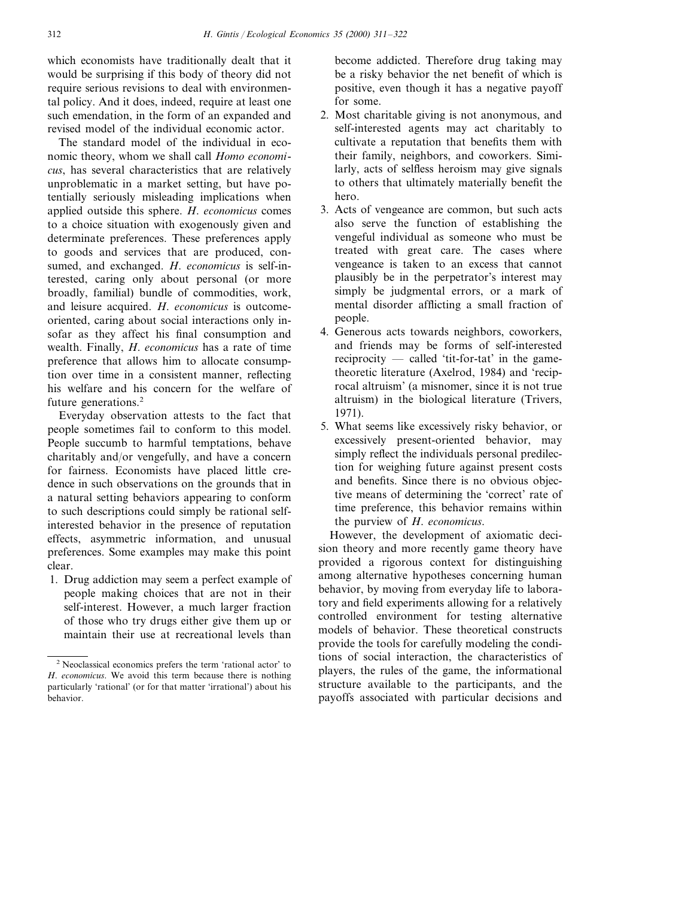which economists have traditionally dealt that it would be surprising if this body of theory did not require serious revisions to deal with environmental policy. And it does, indeed, require at least one such emendation, in the form of an expanded and revised model of the individual economic actor.

The standard model of the individual in economic theory, whom we shall call *Homo economicus*, has several characteristics that are relatively unproblematic in a market setting, but have potentially seriously misleading implications when applied outside this sphere. *H. economicus* comes to a choice situation with exogenously given and determinate preferences. These preferences apply to goods and services that are produced, consumed, and exchanged. *H. economicus* is self-interested, caring only about personal (or more broadly, familial) bundle of commodities, work, and leisure acquired. *H. economicus* is outcome-oriented, caring about social interactions only insofar as they affect his final consumption and wealth. Finally, *H. economicus* has a rate of time preference that allows him to allocate consumption over time in a consistent manner, reflecting his welfare and his concern for the welfare of future generations.[2]

Everyday observation attests to the fact that people sometimes fail to conform to this model. People succumb to harmful temptations, behave charitably and/or vengefully, and have a concern for fairness. Economists have placed little credence in such observations on the grounds that in a natural setting behaviors appearing to conform to such descriptions could simply be rational self-interested behavior in the presence of reputation effects, asymmetric information, and unusual preferences. Some examples may make this point clear.

1. Drug addiction may seem a perfect example of people making choices that are not in their self-interest. However, a much larger fraction of those who try drugs either give them up or maintain their use at recreational levels than become addicted. Therefore drug taking may be a risky behavior the net benefit of which is positive, even though it has a negative payoff for some.
2. Most charitable giving is not anonymous, and self-interested agents may act charitably to cultivate a reputation that benefits them with their family, neighbors, and coworkers. Similarly, acts of selfless heroism may give signals to others that ultimately materially benefit the hero.
3. Acts of vengeance are common, but such acts also serve the function of establishing the vengeful individual as someone who must be treated with great care. The cases where vengeance is taken to an excess that cannot plausibly be in the perpetrator's interest may simply be judgmental errors, or a mark of mental disorder afflicting a small fraction of people.
4. Generous acts towards neighbors, coworkers, and friends may be forms of self-interested reciprocity — called 'tit-for-tat' in the game-theoretic literature (Axelrod, 1984) and 'reciprocal altruism' (a misnomer, since it is not true altruism) in the biological literature (Trivers, 1971).
5. What seems like excessively risky behavior, or excessively present-oriented behavior, may simply reflect the individuals personal predilection for weighing future against present costs and benefits. Since there is no obvious objective means of determining the 'correct' rate of time preference, this behavior remains within the purview of *H. economicus*.

However, the development of axiomatic decision theory and more recently game theory have provided a rigorous context for distinguishing among alternative hypotheses concerning human behavior, by moving from everyday life to laboratory and field experiments allowing for a relatively controlled environment for testing alternative models of behavior. These theoretical constructs provide the tools for carefully modeling the conditions of social interaction, the characteristics of players, the rules of the game, the informational structure available to the participants, and the payoffs associated with particular decisions and

[2] Neoclassical economics prefers the term 'rational actor' to *H. economicus*. We avoid this term because there is nothing particularly 'rational' (or for that matter 'irrational') about his behavior.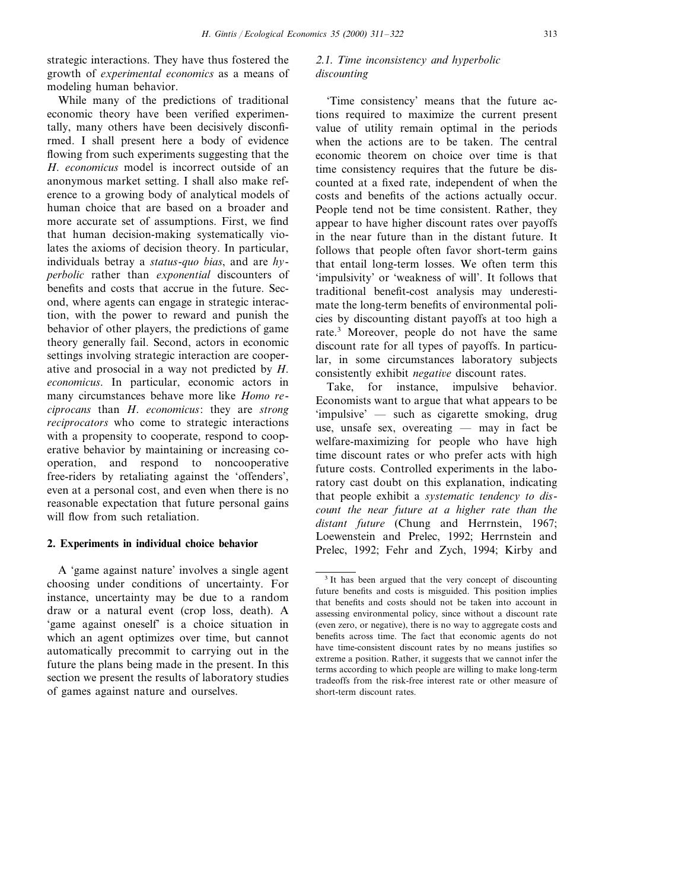strategic interactions. They have thus fostered the growth of *experimental economics* as a means of modeling human behavior.

While many of the predictions of traditional economic theory have been verified experimentally, many others have been decisively disconfirmed. I shall present here a body of evidence flowing from such experiments suggesting that the *H. economicus* model is incorrect outside of an anonymous market setting. I shall also make reference to a growing body of analytical models of human choice that are based on a broader and more accurate set of assumptions. First, we find that human decision-making systematically violates the axioms of decision theory. In particular, individuals betray a *status-quo bias*, and are *hyperbolic* rather than *exponential* discounters of benefits and costs that accrue in the future. Second, where agents can engage in strategic interaction, with the power to reward and punish the behavior of other players, the predictions of game theory generally fail. Second, actors in economic settings involving strategic interaction are cooperative and prosocial in a way not predicted by *H. economicus*. In particular, economic actors in many circumstances behave more like *Homo reciprocans* than *H. economicus*: they are *strong reciprocators* who come to strategic interactions with a propensity to cooperate, respond to cooperative behavior by maintaining or increasing cooperation, and respond to noncooperative free-riders by retaliating against the 'offenders', even at a personal cost, and even when there is no reasonable expectation that future personal gains will flow from such retaliation.

## 2. Experiments in individual choice behavior

A 'game against nature' involves a single agent choosing under conditions of uncertainty. For instance, uncertainty may be due to a random draw or a natural event (crop loss, death). A 'game against oneself' is a choice situation in which an agent optimizes over time, but cannot automatically precommit to carrying out in the future the plans being made in the present. In this section we present the results of laboratory studies of games against nature and ourselves.

### 2.1. Time inconsistency and hyperbolic discounting

'Time consistency' means that the future actions required to maximize the current present value of utility remain optimal in the periods when the actions are to be taken. The central economic theorem on choice over time is that time consistency requires that the future be discounted at a fixed rate, independent of when the costs and benefits of the actions actually occur. People tend not be time consistent. Rather, they appear to have higher discount rates over payoffs in the near future than in the distant future. It follows that people often favor short-term gains that entail long-term losses. We often term this 'impulsivity' or 'weakness of will'. It follows that traditional benefit-cost analysis may underestimate the long-term benefits of environmental policies by discounting distant payoffs at too high a rate.[3] Moreover, people do not have the same discount rate for all types of payoffs. In particular, in some circumstances laboratory subjects consistently exhibit *negative* discount rates.

Take, for instance, impulsive behavior. Economists want to argue that what appears to be 'impulsive' — such as cigarette smoking, drug use, unsafe sex, overeating — may in fact be welfare-maximizing for people who have high time discount rates or who prefer acts with high future costs. Controlled experiments in the laboratory cast doubt on this explanation, indicating that people exhibit a *systematic tendency to discount the near future at a higher rate than the distant future* (Chung and Herrnstein, 1967; Loewenstein and Prelec, 1992; Herrnstein and Prelec, 1992; Fehr and Zych, 1994; Kirby and

[3] It has been argued that the very concept of discounting future benefits and costs is misguided. This position implies that benefits and costs should not be taken into account in assessing environmental policy, since without a discount rate (even zero, or negative), there is no way to aggregate costs and benefits across time. The fact that economic agents do not have time-consistent discount rates by no means justifies so extreme a position. Rather, it suggests that we cannot infer the terms according to which people are willing to make long-term tradeoffs from the risk-free interest rate or other measure of short-term discount rates.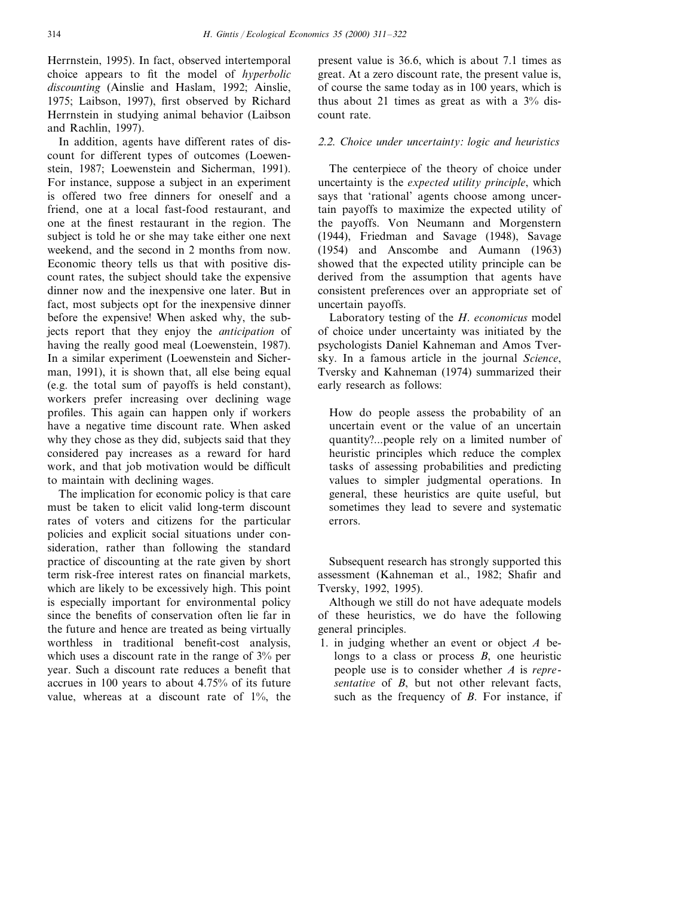Herrnstein, 1995). In fact, observed intertemporal choice appears to fit the model of *hyperbolic discounting* (Ainslie and Haslam, 1992; Ainslie, 1975; Laibson, 1997), first observed by Richard Herrnstein in studying animal behavior (Laibson and Rachlin, 1997).

In addition, agents have different rates of discount for different types of outcomes (Loewenstein, 1987; Loewenstein and Sicherman, 1991). For instance, suppose a subject in an experiment is offered two free dinners for oneself and a friend, one at a local fast-food restaurant, and one at the finest restaurant in the region. The subject is told he or she may take either one next weekend, and the second in 2 months from now. Economic theory tells us that with positive discount rates, the subject should take the expensive dinner now and the inexpensive one later. But in fact, most subjects opt for the inexpensive dinner before the expensive! When asked why, the subjects report that they enjoy the *anticipation* of having the really good meal (Loewenstein, 1987). In a similar experiment (Loewenstein and Sicherman, 1991), it is shown that, all else being equal (e.g. the total sum of payoffs is held constant), workers prefer increasing over declining wage profiles. This again can happen only if workers have a negative time discount rate. When asked why they chose as they did, subjects said that they considered pay increases as a reward for hard work, and that job motivation would be difficult to maintain with declining wages.

The implication for economic policy is that care must be taken to elicit valid long-term discount rates of voters and citizens for the particular policies and explicit social situations under consideration, rather than following the standard practice of discounting at the rate given by short term risk-free interest rates on financial markets, which are likely to be excessively high. This point is especially important for environmental policy since the benefits of conservation often lie far in the future and hence are treated as being virtually worthless in traditional benefit-cost analysis, which uses a discount rate in the range of 3% per year. Such a discount rate reduces a benefit that accrues in 100 years to about 4.75% of its future value, whereas at a discount rate of 1%, the present value is 36.6, which is about 7.1 times as great. At a zero discount rate, the present value is, of course the same today as in 100 years, which is thus about 21 times as great as with a 3% discount rate.

### 2.2. Choice under uncertainty: logic and heuristics

The centerpiece of the theory of choice under uncertainty is the *expected utility principle*, which says that 'rational' agents choose among uncertain payoffs to maximize the expected utility of the payoffs. Von Neumann and Morgenstern (1944), Friedman and Savage (1948), Savage (1954) and Anscombe and Aumann (1963) showed that the expected utility principle can be derived from the assumption that agents have consistent preferences over an appropriate set of uncertain payoffs.

Laboratory testing of the *H. economicus* model of choice under uncertainty was initiated by the psychologists Daniel Kahneman and Amos Tversky. In a famous article in the journal *Science*, Tversky and Kahneman (1974) summarized their early research as follows:

> How do people assess the probability of an uncertain event or the value of an uncertain quantity?...people rely on a limited number of heuristic principles which reduce the complex tasks of assessing probabilities and predicting values to simpler judgmental operations. In general, these heuristics are quite useful, but sometimes they lead to severe and systematic errors.

Subsequent research has strongly supported this assessment (Kahneman et al., 1982; Shafir and Tversky, 1992, 1995).

Although we still do not have adequate models of these heuristics, we do have the following general principles.

1. in judging whether an event or object $A$ belongs to a class or process $B$, one heuristic people use is to consider whether $A$ is *representative* of $B$, but not other relevant facts, such as the frequency of $B$. For instance, if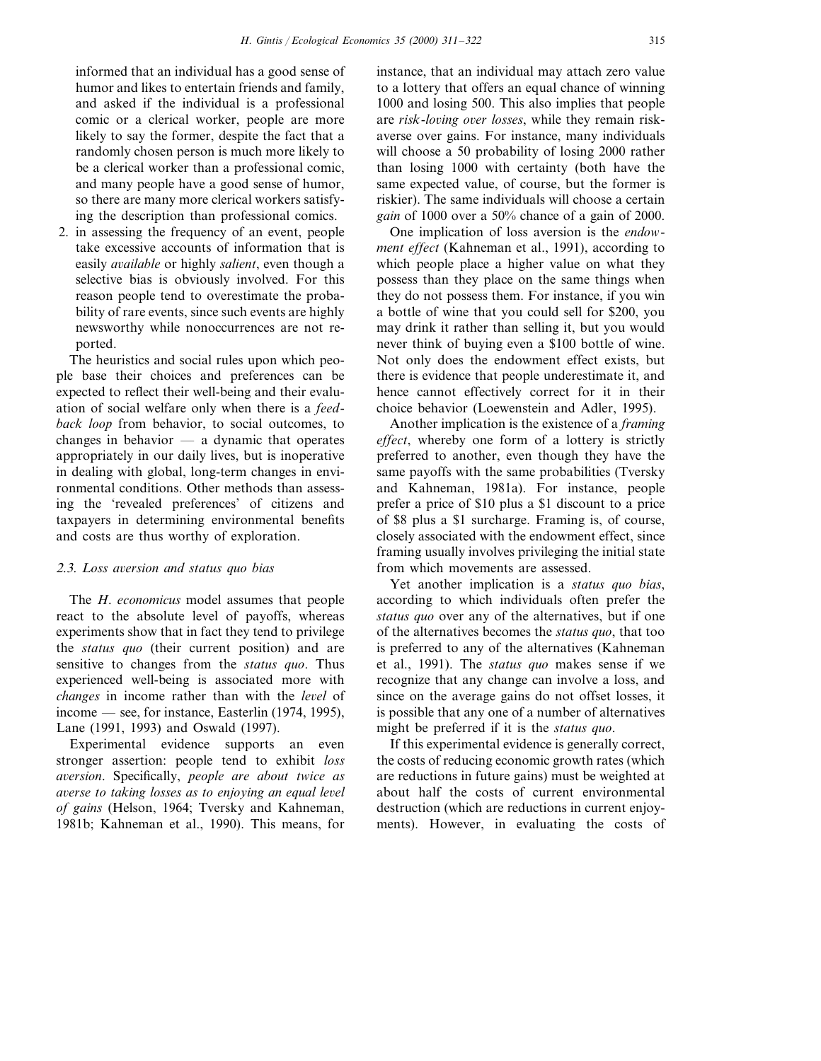informed that an individual has a good sense of humor and likes to entertain friends and family, and asked if the individual is a professional comic or a clerical worker, people are more likely to say the former, despite the fact that a randomly chosen person is much more likely to be a clerical worker than a professional comic, and many people have a good sense of humor, so there are many more clerical workers satisfying the description than professional comics.

2. in assessing the frequency of an event, people take excessive accounts of information that is easily *available* or highly *salient*, even though a selective bias is obviously involved. For this reason people tend to overestimate the probability of rare events, since such events are highly newsworthy while nonoccurrences are not reported.

The heuristics and social rules upon which people base their choices and preferences can be expected to reflect their well-being and their evaluation of social welfare only when there is a *feedback loop* from behavior, to social outcomes, to changes in behavior — a dynamic that operates appropriately in our daily lives, but is inoperative in dealing with global, long-term changes in environmental conditions. Other methods than assessing the 'revealed preferences' of citizens and taxpayers in determining environmental benefits and costs are thus worthy of exploration.

### 2.3. Loss aversion and status quo bias

The *H. economicus* model assumes that people react to the absolute level of payoffs, whereas experiments show that in fact they tend to privilege the *status quo* (their current position) and are sensitive to changes from the *status quo*. Thus experienced well-being is associated more with *changes* in income rather than with the *level* of income — see, for instance, Easterlin (1974, 1995), Lane (1991, 1993) and Oswald (1997).

Experimental evidence supports an even stronger assertion: people tend to exhibit *loss aversion*. Specifically, *people are about twice as averse to taking losses as to enjoying an equal level of gains* (Helson, 1964; Tversky and Kahneman, 1981b; Kahneman et al., 1990). This means, for instance, that an individual may attach zero value to a lottery that offers an equal chance of winning 1000 and losing 500. This also implies that people are *risk-loving over losses*, while they remain risk-averse over gains. For instance, many individuals will choose a 50 probability of losing 2000 rather than losing 1000 with certainty (both have the same expected value, of course, but the former is riskier). The same individuals will choose a certain *gain* of 1000 over a 50% chance of a gain of 2000.

One implication of loss aversion is the *endowment effect* (Kahneman et al., 1991), according to which people place a higher value on what they possess than they place on the same things when they do not possess them. For instance, if you win a bottle of wine that you could sell for \$200, you may drink it rather than selling it, but you would never think of buying even a \$100 bottle of wine. Not only does the endowment effect exists, but there is evidence that people underestimate it, and hence cannot effectively correct for it in their choice behavior (Loewenstein and Adler, 1995).

Another implication is the existence of a *framing effect*, whereby one form of a lottery is strictly preferred to another, even though they have the same payoffs with the same probabilities (Tversky and Kahneman, 1981a). For instance, people prefer a price of \$10 plus a \$1 discount to a price of \$8 plus a \$1 surcharge. Framing is, of course, closely associated with the endowment effect, since framing usually involves privileging the initial state from which movements are assessed.

Yet another implication is a *status quo bias*, according to which individuals often prefer the *status quo* over any of the alternatives, but if one of the alternatives becomes the *status quo*, that too is preferred to any of the alternatives (Kahneman et al., 1991). The *status quo* makes sense if we recognize that any change can involve a loss, and since on the average gains do not offset losses, it is possible that any one of a number of alternatives might be preferred if it is the *status quo*.

If this experimental evidence is generally correct, the costs of reducing economic growth rates (which are reductions in future gains) must be weighted at about half the costs of current environmental destruction (which are reductions in current enjoyments). However, in evaluating the costs of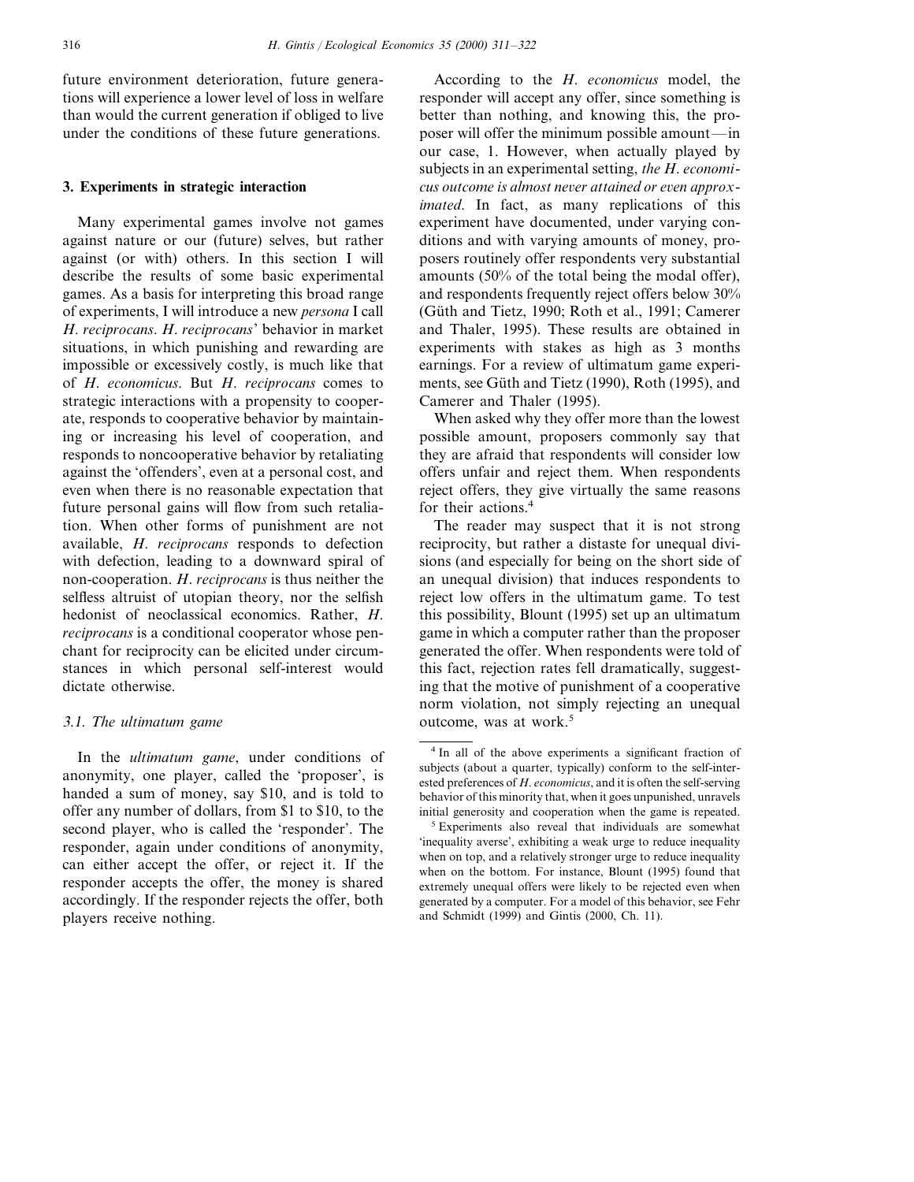future environment deterioration, future generations will experience a lower level of loss in welfare than would the current generation if obliged to live under the conditions of these future generations.

## 3. Experiments in strategic interaction

Many experimental games involve not games against nature or our (future) selves, but rather against (or with) others. In this section I will describe the results of some basic experimental games. As a basis for interpreting this broad range of experiments, I will introduce a new *persona* I call *H. reciprocans*. *H. reciprocans*' behavior in market situations, in which punishing and rewarding are impossible or excessively costly, is much like that of *H. economicus*. But *H. reciprocans* comes to strategic interactions with a propensity to cooperate, responds to cooperative behavior by maintaining or increasing his level of cooperation, and responds to noncooperative behavior by retaliating against the 'offenders', even at a personal cost, and even when there is no reasonable expectation that future personal gains will flow from such retaliation. When other forms of punishment are not available, *H. reciprocans* responds to defection with defection, leading to a downward spiral of non-cooperation. *H. reciprocans* is thus neither the selfless altruist of utopian theory, nor the selfish hedonist of neoclassical economics. Rather, *H. reciprocans* is a conditional cooperator whose penchant for reciprocity can be elicited under circumstances in which personal self-interest would dictate otherwise.

### 3.1. The ultimatum game

In the *ultimatum game*, under conditions of anonymity, one player, called the 'proposer', is handed a sum of money, say \$10, and is told to offer any number of dollars, from \$1 to \$10, to the second player, who is called the 'responder'. The responder, again under conditions of anonymity, can either accept the offer, or reject it. If the responder accepts the offer, the money is shared accordingly. If the responder rejects the offer, both players receive nothing.

According to the *H. economicus* model, the responder will accept any offer, since something is better than nothing, and knowing this, the proposer will offer the minimum possible amount—in our case, 1. However, when actually played by subjects in an experimental setting, *the H. economicus outcome is almost never attained or even approximated*. In fact, as many replications of this experiment have documented, under varying conditions and with varying amounts of money, proposers routinely offer respondents very substantial amounts (50% of the total being the modal offer), and respondents frequently reject offers below 30% (Güth and Tietz, 1990; Roth et al., 1991; Camerer and Thaler, 1995). These results are obtained in experiments with stakes as high as 3 months earnings. For a review of ultimatum game experiments, see Güth and Tietz (1990), Roth (1995), and Camerer and Thaler (1995).

When asked why they offer more than the lowest possible amount, proposers commonly say that they are afraid that respondents will consider low offers unfair and reject them. When respondents reject offers, they give virtually the same reasons for their actions.[4]

The reader may suspect that it is not strong reciprocity, but rather a distaste for unequal divisions (and especially for being on the short side of an unequal division) that induces respondents to reject low offers in the ultimatum game. To test this possibility, Blount (1995) set up an ultimatum game in which a computer rather than the proposer generated the offer. When respondents were told of this fact, rejection rates fell dramatically, suggesting that the motive of punishment of a cooperative norm violation, not simply rejecting an unequal outcome, was at work.[5]

---

[4] In all of the above experiments a significant fraction of subjects (about a quarter, typically) conform to the self-interested preferences of *H. economicus*, and it is often the self-serving behavior of this minority that, when it goes unpunished, unravels initial generosity and cooperation when the game is repeated.

[5] Experiments also reveal that individuals are somewhat 'inequality averse', exhibiting a weak urge to reduce inequality when on top, and a relatively stronger urge to reduce inequality when on the bottom. For instance, Blount (1995) found that extremely unequal offers were likely to be rejected even when generated by a computer. For a model of this behavior, see Fehr and Schmidt (1999) and Gintis (2000, Ch. 11).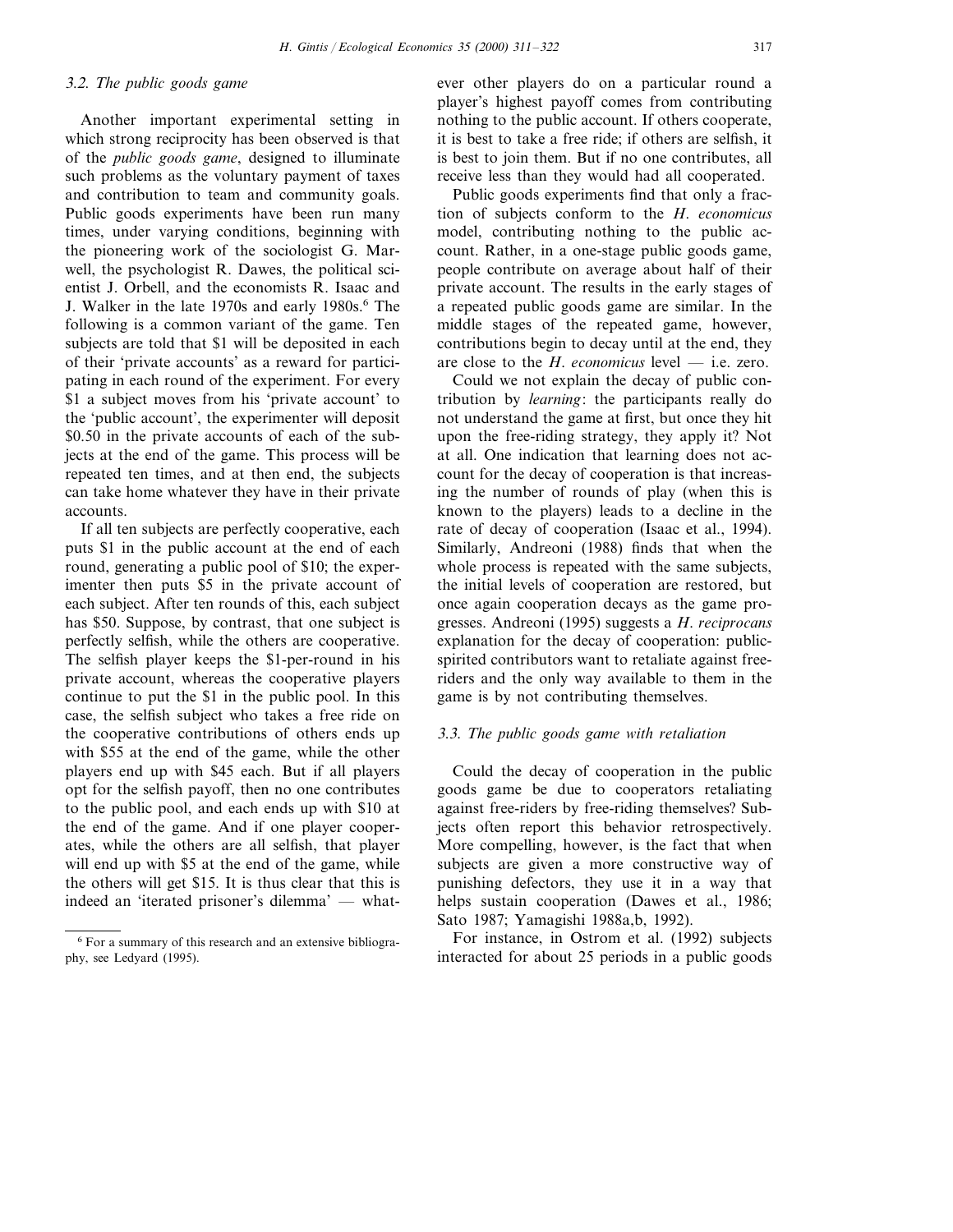### 3.2. The public goods game

Another important experimental setting in which strong reciprocity has been observed is that of the *public goods game*, designed to illuminate such problems as the voluntary payment of taxes and contribution to team and community goals. Public goods experiments have been run many times, under varying conditions, beginning with the pioneering work of the sociologist G. Marwell, the psychologist R. Dawes, the political scientist J. Orbell, and the economists R. Isaac and J. Walker in the late 1970s and early 1980s.[6] The following is a common variant of the game. Ten subjects are told that $1 will be deposited in each of their 'private accounts' as a reward for participating in each round of the experiment. For every $1 a subject moves from his 'private account' to the 'public account', the experimenter will deposit $0.50 in the private accounts of each of the subjects at the end of the game. This process will be repeated ten times, and at then end, the subjects can take home whatever they have in their private accounts.

If all ten subjects are perfectly cooperative, each puts $1 in the public account at the end of each round, generating a public pool of $10; the experimenter then puts $5 in the private account of each subject. After ten rounds of this, each subject has $50. Suppose, by contrast, that one subject is perfectly selfish, while the others are cooperative. The selfish player keeps the $1-per-round in his private account, whereas the cooperative players continue to put the $1 in the public pool. In this case, the selfish subject who takes a free ride on the cooperative contributions of others ends up with $55 at the end of the game, while the other players end up with $45 each. But if all players opt for the selfish payoff, then no one contributes to the public pool, and each ends up with $10 at the end of the game. And if one player cooperates, while the others are all selfish, that player will end up with $5 at the end of the game, while the others will get $15. It is thus clear that this is indeed an 'iterated prisoner's dilemma' — whatever other players do on a particular round a player's highest payoff comes from contributing nothing to the public account. If others cooperate, it is best to take a free ride; if others are selfish, it is best to join them. But if no one contributes, all receive less than they would had all cooperated.

Public goods experiments find that only a fraction of subjects conform to the *H. economicus* model, contributing nothing to the public account. Rather, in a one-stage public goods game, people contribute on average about half of their private account. The results in the early stages of a repeated public goods game are similar. In the middle stages of the repeated game, however, contributions begin to decay until at the end, they are close to the *H. economicus* level — i.e. zero.

Could we not explain the decay of public contribution by *learning*: the participants really do not understand the game at first, but once they hit upon the free-riding strategy, they apply it? Not at all. One indication that learning does not account for the decay of cooperation is that increasing the number of rounds of play (when this is known to the players) leads to a decline in the rate of decay of cooperation (Isaac et al., 1994). Similarly, Andreoni (1988) finds that when the whole process is repeated with the same subjects, the initial levels of cooperation are restored, but once again cooperation decays as the game progresses. Andreoni (1995) suggests a *H. reciprocans* explanation for the decay of cooperation: public-spirited contributors want to retaliate against free-riders and the only way available to them in the game is by not contributing themselves.

### 3.3. The public goods game with retaliation

Could the decay of cooperation in the public goods game be due to cooperators retaliating against free-riders by free-riding themselves? Subjects often report this behavior retrospectively. More compelling, however, is the fact that when subjects are given a more constructive way of punishing defectors, they use it in a way that helps sustain cooperation (Dawes et al., 1986; Sato 1987; Yamagishi 1988a,b, 1992).

For instance, in Ostrom et al. (1992) subjects interacted for about 25 periods in a public goods

[6] For a summary of this research and an extensive bibliography, see Ledyard (1995).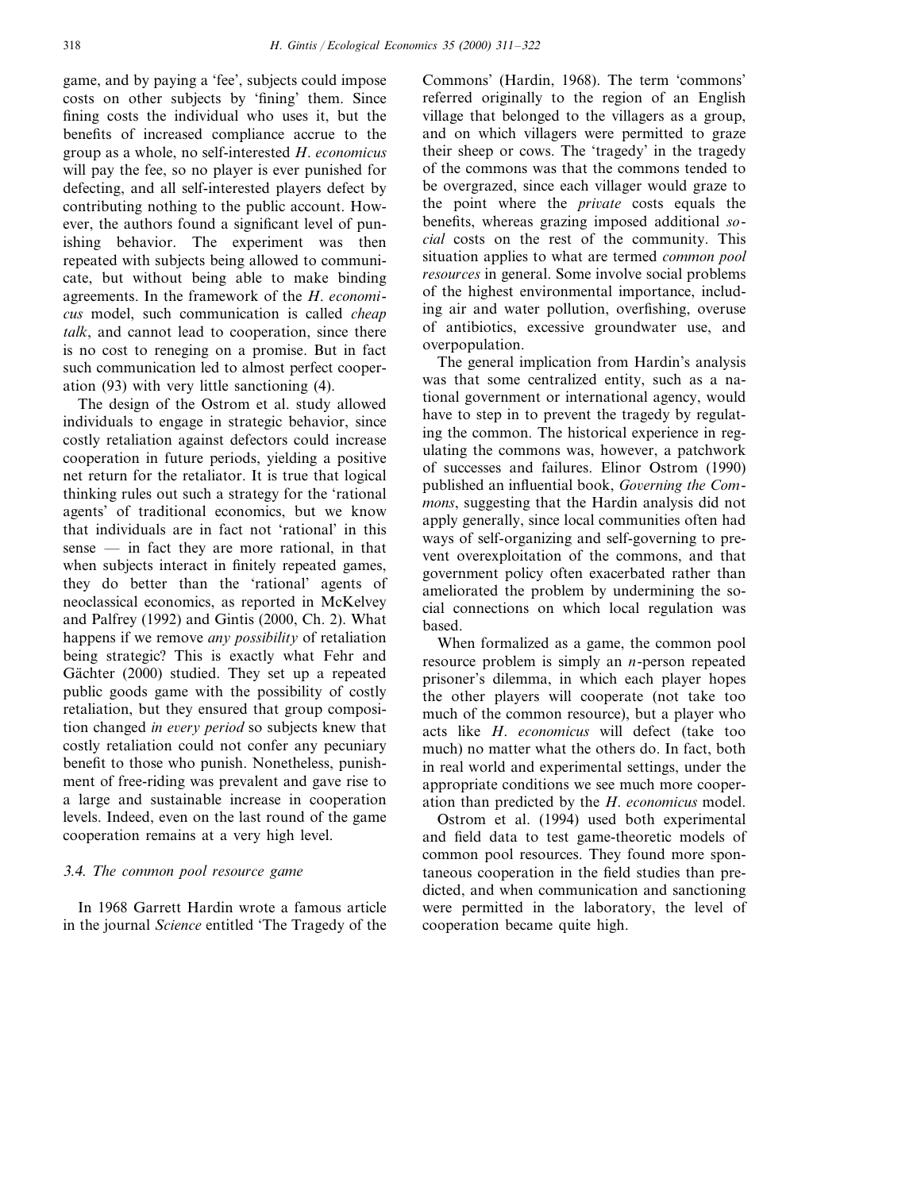game, and by paying a 'fee', subjects could impose costs on other subjects by 'fining' them. Since fining costs the individual who uses it, but the benefits of increased compliance accrue to the group as a whole, no self-interested *H*. *economicus* will pay the fee, so no player is ever punished for defecting, and all self-interested players defect by contributing nothing to the public account. However, the authors found a significant level of punishing behavior. The experiment was then repeated with subjects being allowed to communicate, but without being able to make binding agreements. In the framework of the *H*. *economicus* model, such communication is called *cheap talk*, and cannot lead to cooperation, since there is no cost to reneging on a promise. But in fact such communication led to almost perfect cooperation (93) with very little sanctioning (4).

The design of the Ostrom et al. study allowed individuals to engage in strategic behavior, since costly retaliation against defectors could increase cooperation in future periods, yielding a positive net return for the retaliator. It is true that logical thinking rules out such a strategy for the 'rational agents' of traditional economics, but we know that individuals are in fact not 'rational' in this sense — in fact they are more rational, in that when subjects interact in finitely repeated games, they do better than the 'rational' agents of neoclassical economics, as reported in McKelvey and Palfrey (1992) and Gintis (2000, Ch. 2). What happens if we remove *any possibility* of retaliation being strategic? This is exactly what Fehr and Gächter (2000) studied. They set up a repeated public goods game with the possibility of costly retaliation, but they ensured that group composition changed *in every period* so subjects knew that costly retaliation could not confer any pecuniary benefit to those who punish. Nonetheless, punishment of free-riding was prevalent and gave rise to a large and sustainable increase in cooperation levels. Indeed, even on the last round of the game cooperation remains at a very high level.

### 3.4. The common pool resource game

In 1968 Garrett Hardin wrote a famous article in the journal *Science* entitled 'The Tragedy of the Commons' (Hardin, 1968). The term 'commons' referred originally to the region of an English village that belonged to the villagers as a group, and on which villagers were permitted to graze their sheep or cows. The 'tragedy' in the tragedy of the commons was that the commons tended to be overgrazed, since each villager would graze to the point where the *private* costs equals the benefits, whereas grazing imposed additional *social* costs on the rest of the community. This situation applies to what are termed *common pool resources* in general. Some involve social problems of the highest environmental importance, including air and water pollution, overfishing, overuse of antibiotics, excessive groundwater use, and overpopulation.

The general implication from Hardin's analysis was that some centralized entity, such as a national government or international agency, would have to step in to prevent the tragedy by regulating the common. The historical experience in regulating the commons was, however, a patchwork of successes and failures. Elinor Ostrom (1990) published an influential book, *Governing the Commons*, suggesting that the Hardin analysis did not apply generally, since local communities often had ways of self-organizing and self-governing to prevent overexploitation of the commons, and that government policy often exacerbated rather than ameliorated the problem by undermining the social connections on which local regulation was based.

When formalized as a game, the common pool resource problem is simply an $n$-person repeated prisoner's dilemma, in which each player hopes the other players will cooperate (not take too much of the common resource), but a player who acts like *H*. *economicus* will defect (take too much) no matter what the others do. In fact, both in real world and experimental settings, under the appropriate conditions we see much more cooperation than predicted by the *H*. *economicus* model.

Ostrom et al. (1994) used both experimental and field data to test game-theoretic models of common pool resources. They found more spontaneous cooperation in the field studies than predicted, and when communication and sanctioning were permitted in the laboratory, the level of cooperation became quite high.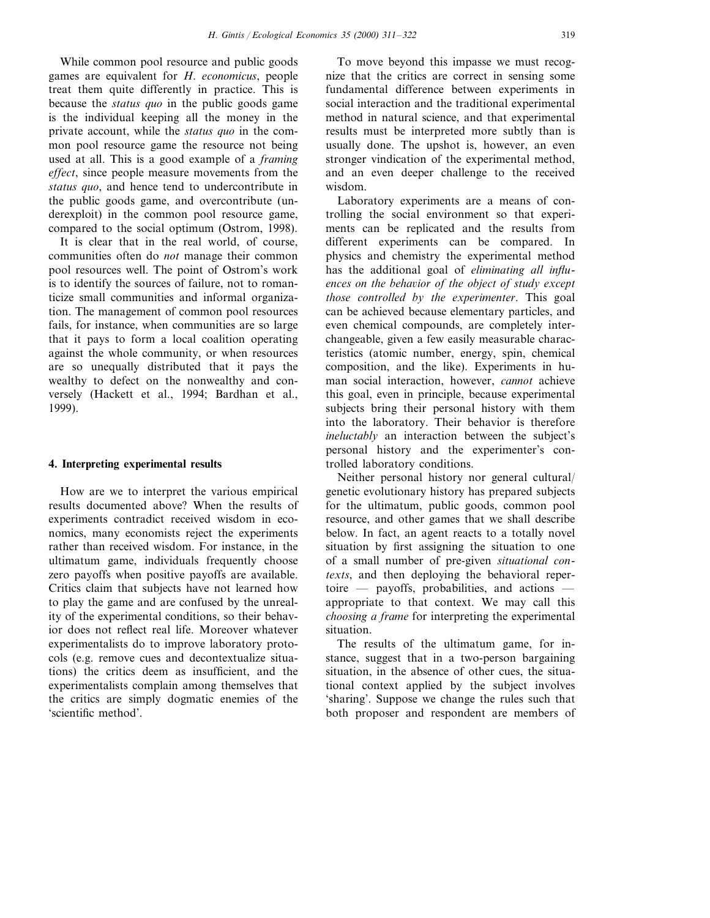While common pool resource and public goods games are equivalent for *H. economicus*, people treat them quite differently in practice. This is because the *status quo* in the public goods game is the individual keeping all the money in the private account, while the *status quo* in the common pool resource game the resource not being used at all. This is a good example of a *framing effect*, since people measure movements from the *status quo*, and hence tend to undercontribute in the public goods game, and overcontribute (underexploit) in the common pool resource game, compared to the social optimum (Ostrom, 1998).

It is clear that in the real world, of course, communities often do *not* manage their common pool resources well. The point of Ostrom's work is to identify the sources of failure, not to romanticize small communities and informal organization. The management of common pool resources fails, for instance, when communities are so large that it pays to form a local coalition operating against the whole community, or when resources are so unequally distributed that it pays the wealthy to defect on the nonwealthy and conversely (Hackett et al., 1994; Bardhan et al., 1999).

## 4. Interpreting experimental results

How are we to interpret the various empirical results documented above? When the results of experiments contradict received wisdom in economics, many economists reject the experiments rather than received wisdom. For instance, in the ultimatum game, individuals frequently choose zero payoffs when positive payoffs are available. Critics claim that subjects have not learned how to play the game and are confused by the unreality of the experimental conditions, so their behavior does not reflect real life. Moreover whatever experimentalists do to improve laboratory protocols (e.g. remove cues and decontextualize situations) the critics deem as insufficient, and the experimentalists complain among themselves that the critics are simply dogmatic enemies of the 'scientific method'.

To move beyond this impasse we must recognize that the critics are correct in sensing some fundamental difference between experiments in social interaction and the traditional experimental method in natural science, and that experimental results must be interpreted more subtly than is usually done. The upshot is, however, an even stronger vindication of the experimental method, and an even deeper challenge to the received wisdom.

Laboratory experiments are a means of controlling the social environment so that experiments can be replicated and the results from different experiments can be compared. In physics and chemistry the experimental method has the additional goal of *eliminating all influences on the behavior of the object of study except those controlled by the experimenter*. This goal can be achieved because elementary particles, and even chemical compounds, are completely interchangeable, given a few easily measurable characteristics (atomic number, energy, spin, chemical composition, and the like). Experiments in human social interaction, however, *cannot* achieve this goal, even in principle, because experimental subjects bring their personal history with them into the laboratory. Their behavior is therefore *ineluctably* an interaction between the subject's personal history and the experimenter's controlled laboratory conditions.

Neither personal history nor general cultural/genetic evolutionary history has prepared subjects for the ultimatum, public goods, common pool resource, and other games that we shall describe below. In fact, an agent reacts to a totally novel situation by first assigning the situation to one of a small number of pre-given *situational contexts*, and then deploying the behavioral repertoire — payoffs, probabilities, and actions — appropriate to that context. We may call this *choosing a frame* for interpreting the experimental situation.

The results of the ultimatum game, for instance, suggest that in a two-person bargaining situation, in the absence of other cues, the situational context applied by the subject involves 'sharing'. Suppose we change the rules such that both proposer and respondent are members of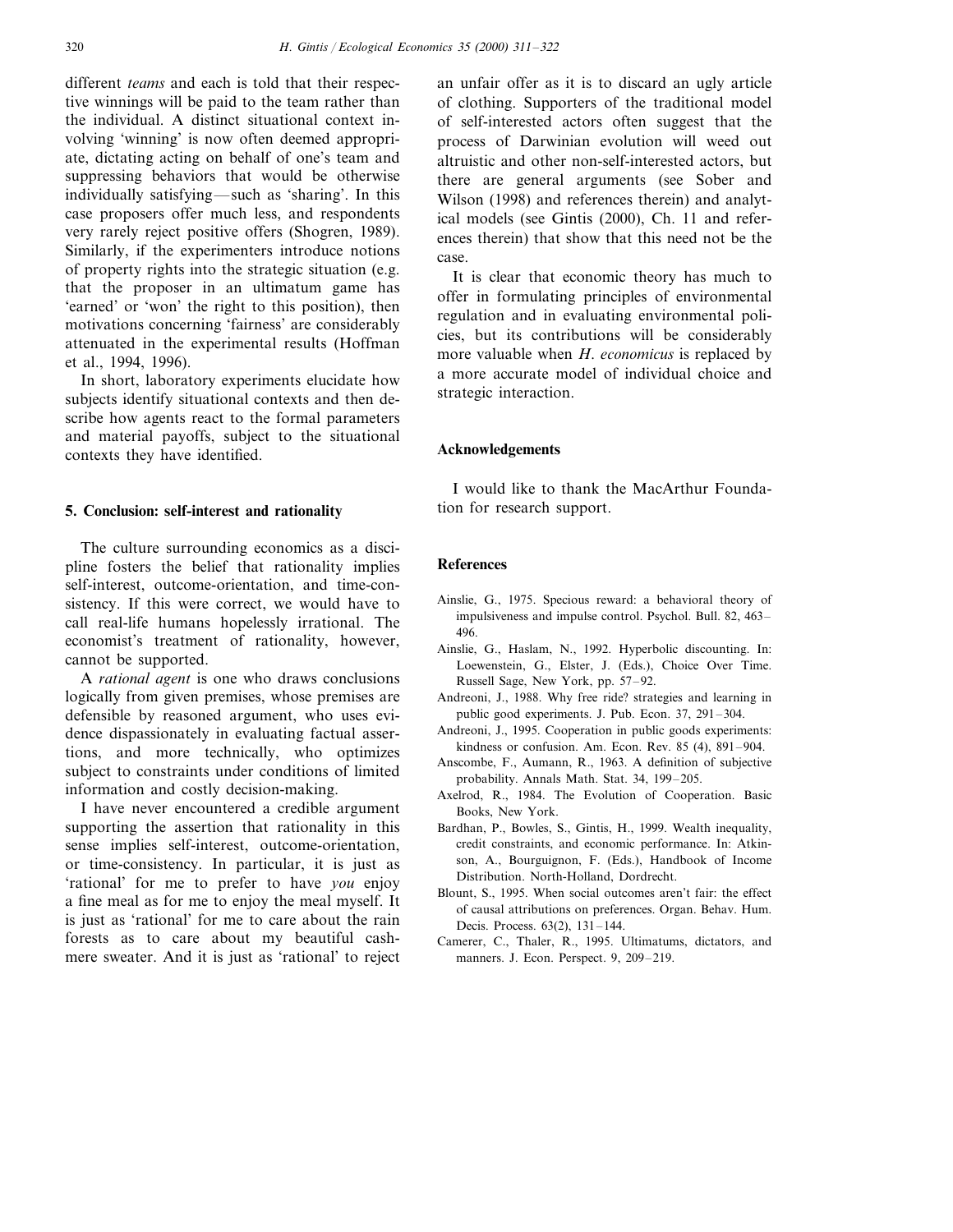different *teams* and each is told that their respective winnings will be paid to the team rather than the individual. A distinct situational context involving 'winning' is now often deemed appropriate, dictating acting on behalf of one's team and suppressing behaviors that would be otherwise individually satisfying — such as 'sharing'. In this case proposers offer much less, and respondents very rarely reject positive offers (Shogren, 1989). Similarly, if the experimenters introduce notions of property rights into the strategic situation (e.g. that the proposer in an ultimatum game has 'earned' or 'won' the right to this position), then motivations concerning 'fairness' are considerably attenuated in the experimental results (Hoffman et al., 1994, 1996).

In short, laboratory experiments elucidate how subjects identify situational contexts and then describe how agents react to the formal parameters and material payoffs, subject to the situational contexts they have identified.

## 5. Conclusion: self-interest and rationality

The culture surrounding economics as a discipline fosters the belief that rationality implies self-interest, outcome-orientation, and time-consistency. If this were correct, we would have to call real-life humans hopelessly irrational. The economist's treatment of rationality, however, cannot be supported.

A *rational agent* is one who draws conclusions logically from given premises, whose premises are defensible by reasoned argument, who uses evidence dispassionately in evaluating factual assertions, and more technically, who optimizes subject to constraints under conditions of limited information and costly decision-making.

I have never encountered a credible argument supporting the assertion that rationality in this sense implies self-interest, outcome-orientation, or time-consistency. In particular, it is just as 'rational' for me to prefer to have *you* enjoy a fine meal as for me to enjoy the meal myself. It is just as 'rational' for me to care about the rain forests as to care about my beautiful cashmere sweater. And it is just as 'rational' to reject an unfair offer as it is to discard an ugly article of clothing. Supporters of the traditional model of self-interested actors often suggest that the process of Darwinian evolution will weed out altruistic and other non-self-interested actors, but there are general arguments (see Sober and Wilson (1998) and references therein) and analytical models (see Gintis (2000), Ch. 11 and references therein) that show that this need not be the case.

It is clear that economic theory has much to offer in formulating principles of environmental regulation and in evaluating environmental policies, but its contributions will be considerably more valuable when *H. economicus* is replaced by a more accurate model of individual choice and strategic interaction.

## Acknowledgements

I would like to thank the MacArthur Foundation for research support.

## References

Ainslie, G., 1975. Specious reward: a behavioral theory of impulsiveness and impulse control. Psychol. Bull. 82, 463–496.

Ainslie, G., Haslam, N., 1992. Hyperbolic discounting. In: Loewenstein, G., Elster, J. (Eds.), Choice Over Time. Russell Sage, New York, pp. 57–92.

Andreoni, J., 1988. Why free ride? strategies and learning in public good experiments. J. Pub. Econ. 37, 291–304.

Andreoni, J., 1995. Cooperation in public goods experiments: kindness or confusion. Am. Econ. Rev. 85 (4), 891–904.

Anscombe, F., Aumann, R., 1963. A definition of subjective probability. Annals Math. Stat. 34, 199–205.

Axelrod, R., 1984. The Evolution of Cooperation. Basic Books, New York.

Bardhan, P., Bowles, S., Gintis, H., 1999. Wealth inequality, credit constraints, and economic performance. In: Atkinson, A., Bourguignon, F. (Eds.), Handbook of Income Distribution. North-Holland, Dordrecht.

Blount, S., 1995. When social outcomes aren't fair: the effect of causal attributions on preferences. Organ. Behav. Hum. Decis. Process. 63(2), 131–144.

Camerer, C., Thaler, R., 1995. Ultimatums, dictators, and manners. J. Econ. Perspect. 9, 209–219.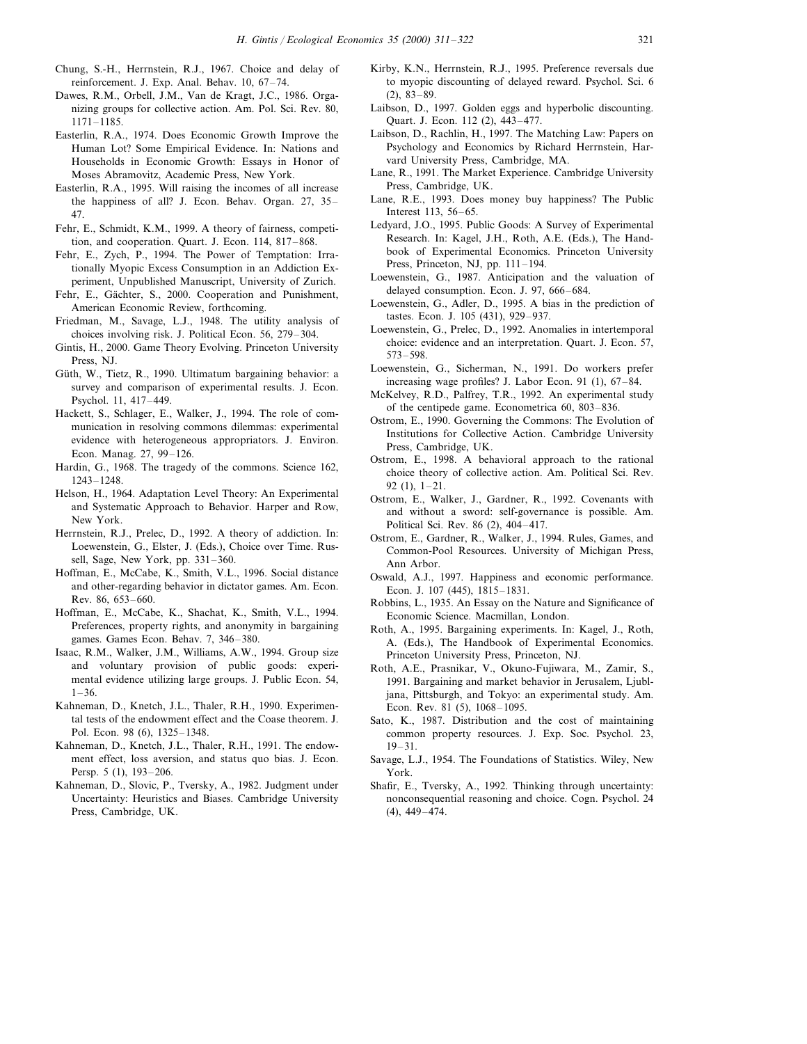Chung, S.-H., Herrnstein, R.J., 1967. Choice and delay of reinforcement. J. Exp. Anal. Behav. 10, 67–74.

Dawes, R.M., Orbell, J.M., Van de Kragt, J.C., 1986. Organizing groups for collective action. Am. Pol. Sci. Rev. 80, 1171–1185.

Easterlin, R.A., 1974. Does Economic Growth Improve the Human Lot? Some Empirical Evidence. In: Nations and Households in Economic Growth: Essays in Honor of Moses Abramovitz, Academic Press, New York.

Easterlin, R.A., 1995. Will raising the incomes of all increase the happiness of all? J. Econ. Behav. Organ. 27, 35–47.

Fehr, E., Schmidt, K.M., 1999. A theory of fairness, competition, and cooperation. Quart. J. Econ. 114, 817–868.

Fehr, E., Zych, P., 1994. The Power of Temptation: Irrationally Myopic Excess Consumption in an Addiction Experiment, Unpublished Manuscript, University of Zurich.

Fehr, E., Gächter, S., 2000. Cooperation and Punishment, American Economic Review, forthcoming.

Friedman, M., Savage, L.J., 1948. The utility analysis of choices involving risk. J. Political Econ. 56, 279–304.

Gintis, H., 2000. Game Theory Evolving. Princeton University Press, NJ.

Güth, W., Tietz, R., 1990. Ultimatum bargaining behavior: a survey and comparison of experimental results. J. Econ. Psychol. 11, 417–449.

Hackett, S., Schlager, E., Walker, J., 1994. The role of communication in resolving commons dilemmas: experimental evidence with heterogeneous appropriators. J. Environ. Econ. Manag. 27, 99–126.

Hardin, G., 1968. The tragedy of the commons. Science 162, 1243–1248.

Helson, H., 1964. Adaptation Level Theory: An Experimental and Systematic Approach to Behavior. Harper and Row, New York.

Herrnstein, R.J., Prelec, D., 1992. A theory of addiction. In: Loewenstein, G., Elster, J. (Eds.), Choice over Time. Russell, Sage, New York, pp. 331–360.

Hoffman, E., McCabe, K., Smith, V.L., 1996. Social distance and other-regarding behavior in dictator games. Am. Econ. Rev. 86, 653–660.

Hoffman, E., McCabe, K., Shachat, K., Smith, V.L., 1994. Preferences, property rights, and anonymity in bargaining games. Games Econ. Behav. 7, 346–380.

Isaac, R.M., Walker, J.M., Williams, A.W., 1994. Group size and voluntary provision of public goods: experimental evidence utilizing large groups. J. Public Econ. 54, 1–36.

Kahneman, D., Knetch, J.L., Thaler, R.H., 1990. Experimental tests of the endowment effect and the Coase theorem. J. Pol. Econ. 98 (6), 1325–1348.

Kahneman, D., Knetch, J.L., Thaler, R.H., 1991. The endowment effect, loss aversion, and status quo bias. J. Econ. Persp. 5 (1), 193–206.

Kahneman, D., Slovic, P., Tversky, A., 1982. Judgment under Uncertainty: Heuristics and Biases. Cambridge University Press, Cambridge, UK.

Kirby, K.N., Herrnstein, R.J., 1995. Preference reversals due to myopic discounting of delayed reward. Psychol. Sci. 6 (2), 83–89.

Laibson, D., 1997. Golden eggs and hyperbolic discounting. Quart. J. Econ. 112 (2), 443–477.

Laibson, D., Rachlin, H., 1997. The Matching Law: Papers on Psychology and Economics by Richard Herrnstein, Harvard University Press, Cambridge, MA.

Lane, R., 1991. The Market Experience. Cambridge University Press, Cambridge, UK.

Lane, R.E., 1993. Does money buy happiness? The Public Interest 113, 56–65.

Ledyard, J.O., 1995. Public Goods: A Survey of Experimental Research. In: Kagel, J.H., Roth, A.E. (Eds.), The Handbook of Experimental Economics. Princeton University Press, Princeton, NJ, pp. 111–194.

Loewenstein, G., 1987. Anticipation and the valuation of delayed consumption. Econ. J. 97, 666–684.

Loewenstein, G., Adler, D., 1995. A bias in the prediction of tastes. Econ. J. 105 (431), 929–937.

Loewenstein, G., Prelec, D., 1992. Anomalies in intertemporal choice: evidence and an interpretation. Quart. J. Econ. 57, 573–598.

Loewenstein, G., Sicherman, N., 1991. Do workers prefer increasing wage profiles? J. Labor Econ. 91 (1), 67–84.

McKelvey, R.D., Palfrey, T.R., 1992. An experimental study of the centipede game. Econometrica 60, 803–836.

Ostrom, E., 1990. Governing the Commons: The Evolution of Institutions for Collective Action. Cambridge University Press, Cambridge, UK.

Ostrom, E., 1998. A behavioral approach to the rational choice theory of collective action. Am. Political Sci. Rev. 92 (1), 1–21.

Ostrom, E., Walker, J., Gardner, R., 1992. Covenants with and without a sword: self-governance is possible. Am. Political Sci. Rev. 86 (2), 404–417.

Ostrom, E., Gardner, R., Walker, J., 1994. Rules, Games, and Common-Pool Resources. University of Michigan Press, Ann Arbor.

Oswald, A.J., 1997. Happiness and economic performance. Econ. J. 107 (445), 1815–1831.

Robbins, L., 1935. An Essay on the Nature and Significance of Economic Science. Macmillan, London.

Roth, A., 1995. Bargaining experiments. In: Kagel, J., Roth, A. (Eds.), The Handbook of Experimental Economics. Princeton University Press, Princeton, NJ.

Roth, A.E., Prasnikar, V., Okuno-Fujiwara, M., Zamir, S., 1991. Bargaining and market behavior in Jerusalem, Ljubljana, Pittsburgh, and Tokyo: an experimental study. Am. Econ. Rev. 81 (5), 1068–1095.

Sato, K., 1987. Distribution and the cost of maintaining common property resources. J. Exp. Soc. Psychol. 23, 19–31.

Savage, L.J., 1954. The Foundations of Statistics. Wiley, New York.

Shafir, E., Tversky, A., 1992. Thinking through uncertainty: nonconsequential reasoning and choice. Cogn. Psychol. 24 (4), 449–474.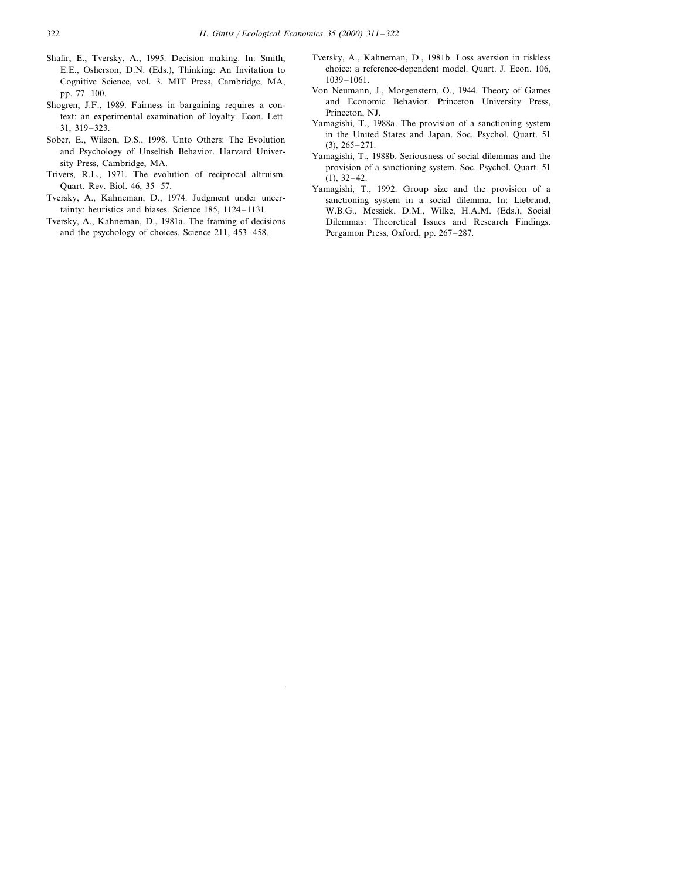Shafir, E., Tversky, A., 1995. Decision making. In: Smith, E.E., Osherson, D.N. (Eds.), Thinking: An Invitation to Cognitive Science, vol. 3. MIT Press, Cambridge, MA, pp. 77–100.

Shogren, J.F., 1989. Fairness in bargaining requires a context: an experimental examination of loyalty. Econ. Lett. 31, 319–323.

Sober, E., Wilson, D.S., 1998. Unto Others: The Evolution and Psychology of Unselfish Behavior. Harvard University Press, Cambridge, MA.

Trivers, R.L., 1971. The evolution of reciprocal altruism. Quart. Rev. Biol. 46, 35–57.

Tversky, A., Kahneman, D., 1974. Judgment under uncertainty: heuristics and biases. Science 185, 1124–1131.

Tversky, A., Kahneman, D., 1981a. The framing of decisions and the psychology of choices. Science 211, 453–458.

Tversky, A., Kahneman, D., 1981b. Loss aversion in riskless choice: a reference-dependent model. Quart. J. Econ. 106, 1039–1061.

Von Neumann, J., Morgenstern, O., 1944. Theory of Games and Economic Behavior. Princeton University Press, Princeton, NJ.

Yamagishi, T., 1988a. The provision of a sanctioning system in the United States and Japan. Soc. Psychol. Quart. 51 (3), 265–271.

Yamagishi, T., 1988b. Seriousness of social dilemmas and the provision of a sanctioning system. Soc. Psychol. Quart. 51 (1), 32–42.

Yamagishi, T., 1992. Group size and the provision of a sanctioning system in a social dilemma. In: Liebrand, W.B.G., Messick, D.M., Wilke, H.A.M. (Eds.), Social Dilemmas: Theoretical Issues and Research Findings. Pergamon Press, Oxford, pp. 267–287.